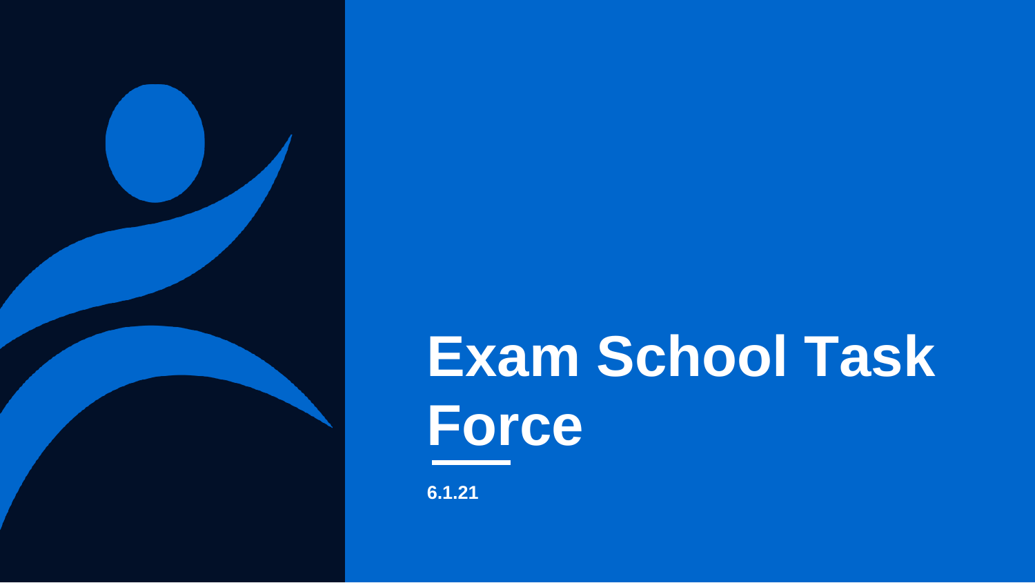# Exam School Task Force

**6.1.21**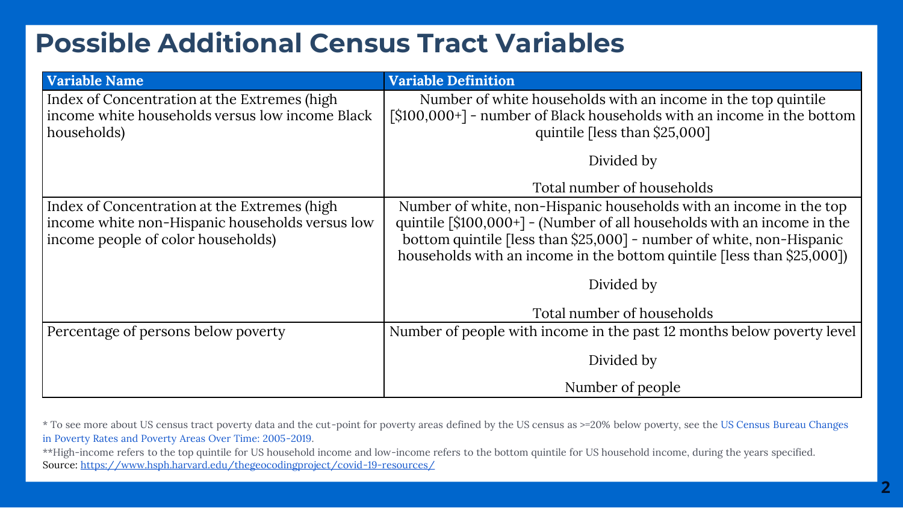# Possible Additional Census Tract Variables

| Variable Name | Variable Definition |
| --- | --- |
| Index of Concentration at the Extremes (high income white households versus low income Black households) | Number of white households with an income in the top quintile [$100,000+] - number of Black households with an income in the bottom quintile [less than $25,000]<br><br>Divided by<br><br>Total number of households |
| Index of Concentration at the Extremes (high income white non-Hispanic households versus low income people of color households) | Number of white, non-Hispanic households with an income in the top quintile [$100,000+] - (Number of all households with an income in the bottom quintile [less than $25,000] - number of white, non-Hispanic households with an income in the bottom quintile [less than $25,000])<br><br>Divided by<br><br>Total number of households |
| Percentage of persons below poverty | Number of people with income in the past 12 months below poverty level<br><br>Divided by<br><br>Number of people |

* To see more about US census tract poverty data and the cut-point for poverty areas defined by the US census as >=20% below poverty, see the US Census Bureau Changes in Poverty Rates and Poverty Areas Over Time: 2005-2019.

**High-income refers to the top quintile for US household income and low-income refers to the bottom quintile for US household income, during the years specified.

Source: https://www.hsph.harvard.edu/thegeocodingproject/covid-19-resources/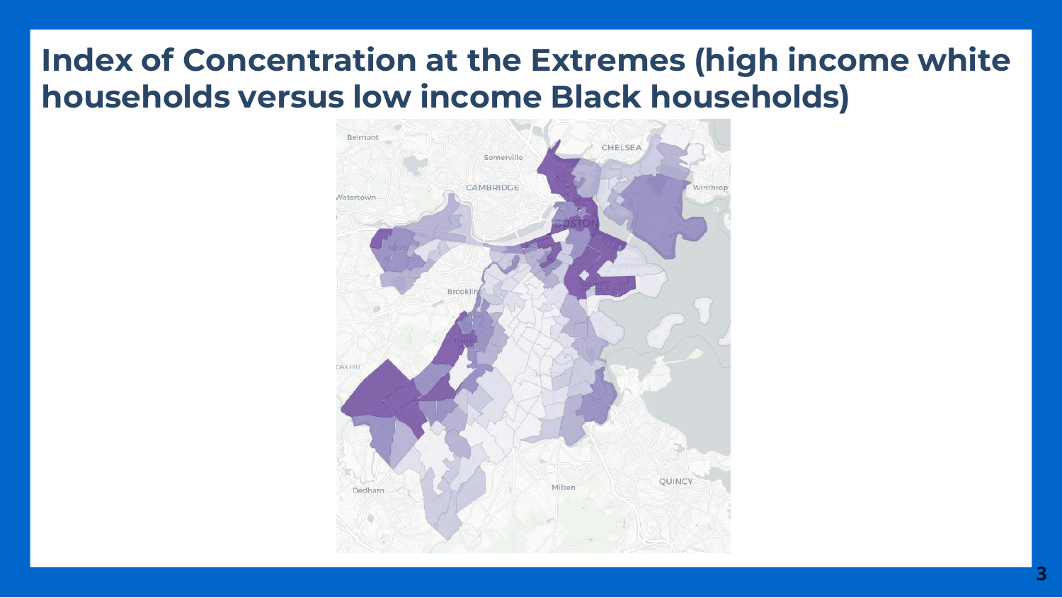# Index of Concentration at the Extremes (high income white households versus low income Black households)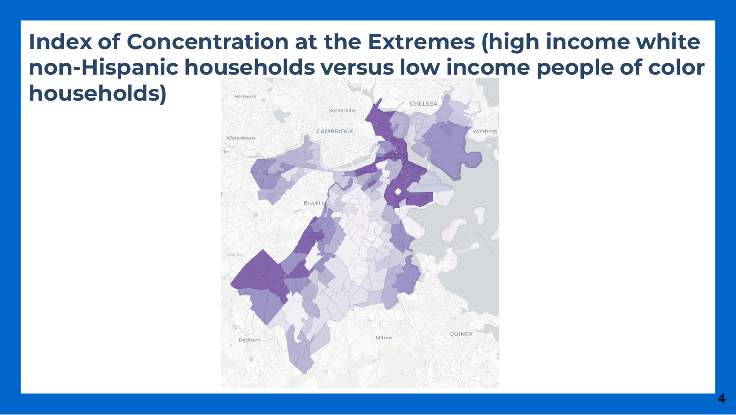# Index of Concentration at the Extremes (high income white non-Hispanic households versus low income people of color households)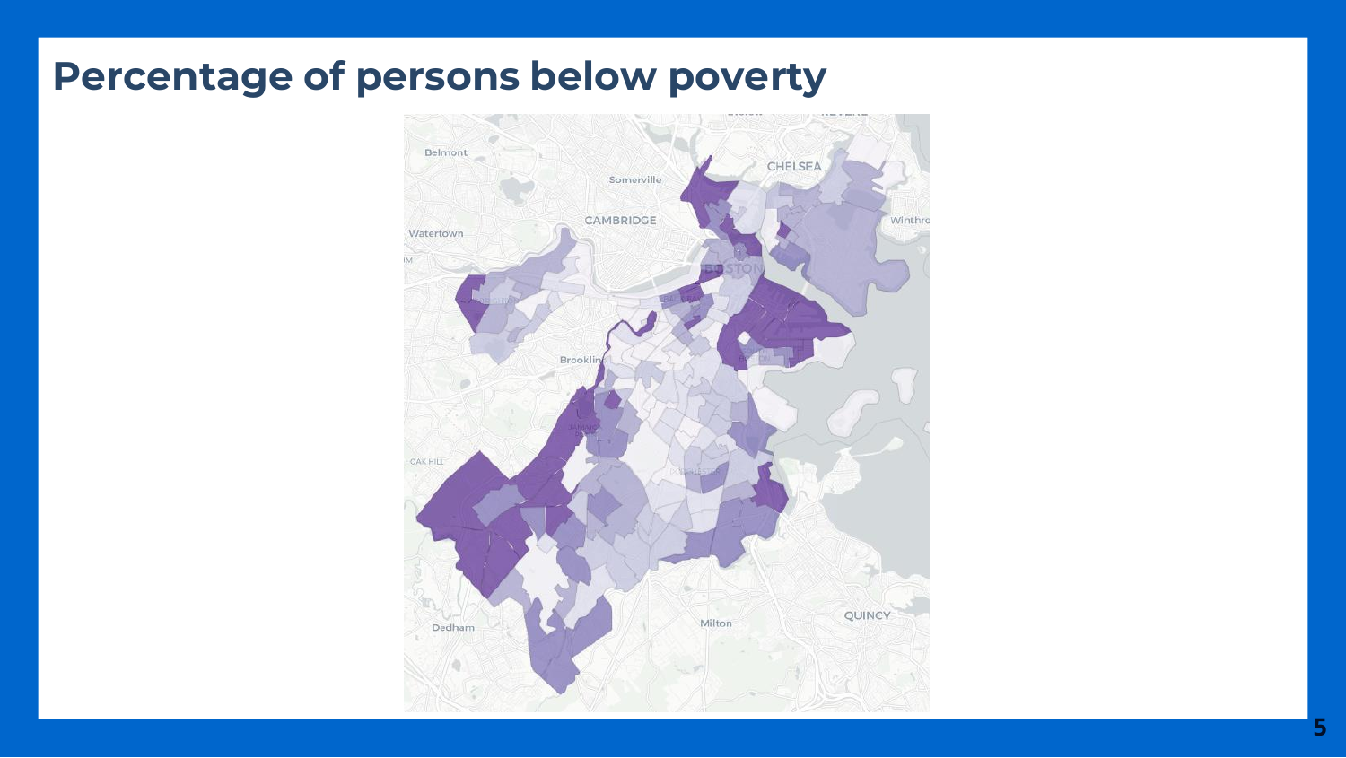# Percentage of persons below poverty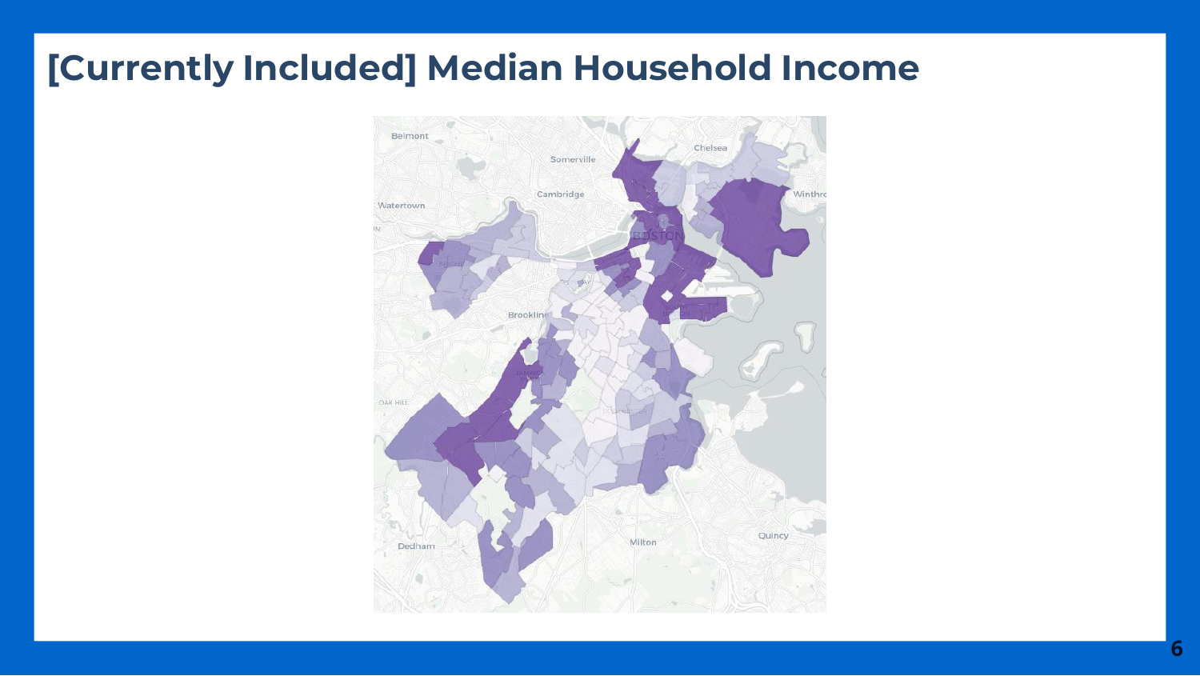# [Currently Included] Median Household Income

Belmont
Somerville
Chelsea
Cambridge
Winthrop
Watertown
BOSTON
Brookline
OAK HILL
Dedham
Milton
Quincy